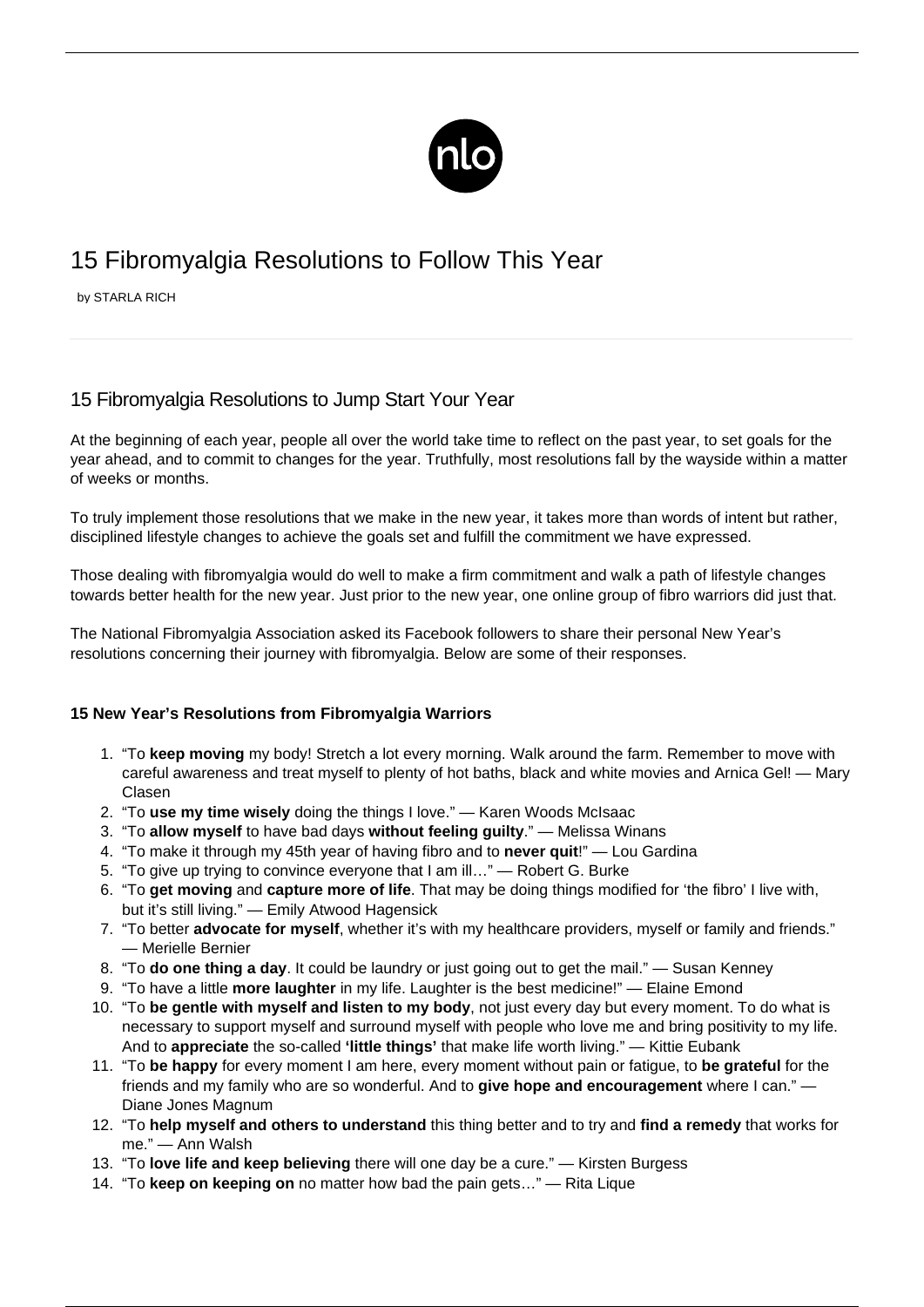# 15 Fibromyalgia Resolutions to Follow This Year

by STARLA RICH

## 15 Fibromyalgia Resolutions to Jump Start Your Year

At the beginning of each year, people all over the world take time to reflect on the past year, to set goals for the year ahead, and to commit to changes for the year. Truthfully, most resolutions fall by the wayside within a matter of weeks or months.

To truly implement those resolutions that we make in the new year, it takes more than words of intent but rather, disciplined lifestyle changes to achieve the goals set and fulfill the commitment we have expressed.

Those dealing with fibromyalgia would do well to make a firm commitment and walk a path of lifestyle changes towards better health for the new year. Just prior to the new year, one online group of fibro warriors did just that.

The National Fibromyalgia Association asked its Facebook followers to share their personal New Year's resolutions concerning their journey with fibromyalgia. Below are some of their responses.

### 15 New Year's Resolutions from Fibromyalgia Warriors

1. "To **keep moving** my body! Stretch a lot every morning. Walk around the farm. Remember to move with careful awareness and treat myself to plenty of hot baths, black and white movies and Arnica Gel! — Mary Clasen
2. "To **use my time wisely** doing the things I love." — Karen Woods McIsaac
3. "To **allow myself** to have bad days **without feeling guilty**." — Melissa Winans
4. "To make it through my 45th year of having fibro and to **never quit**!" — Lou Gardina
5. "To give up trying to convince everyone that I am ill…" — Robert G. Burke
6. "To **get moving** and **capture more of life**. That may be doing things modified for 'the fibro' I live with, but it's still living." — Emily Atwood Hagensick
7. "To better **advocate for myself**, whether it's with my healthcare providers, myself or family and friends." — Merielle Bernier
8. "To **do one thing a day**. It could be laundry or just going out to get the mail." — Susan Kenney
9. "To have a little **more laughter** in my life. Laughter is the best medicine!" — Elaine Emond
10. "To **be gentle with myself and listen to my body**, not just every day but every moment. To do what is necessary to support myself and surround myself with people who love me and bring positivity to my life. And to **appreciate** the so-called **'little things'** that make life worth living." — Kittie Eubank
11. "To **be happy** for every moment I am here, every moment without pain or fatigue, to **be grateful** for the friends and my family who are so wonderful. And to **give hope and encouragement** where I can." — Diane Jones Magnum
12. "To **help myself and others to understand** this thing better and to try and **find a remedy** that works for me." — Ann Walsh
13. "To **love life and keep believing** there will one day be a cure." — Kirsten Burgess
14. "To **keep on keeping on** no matter how bad the pain gets…" — Rita Lique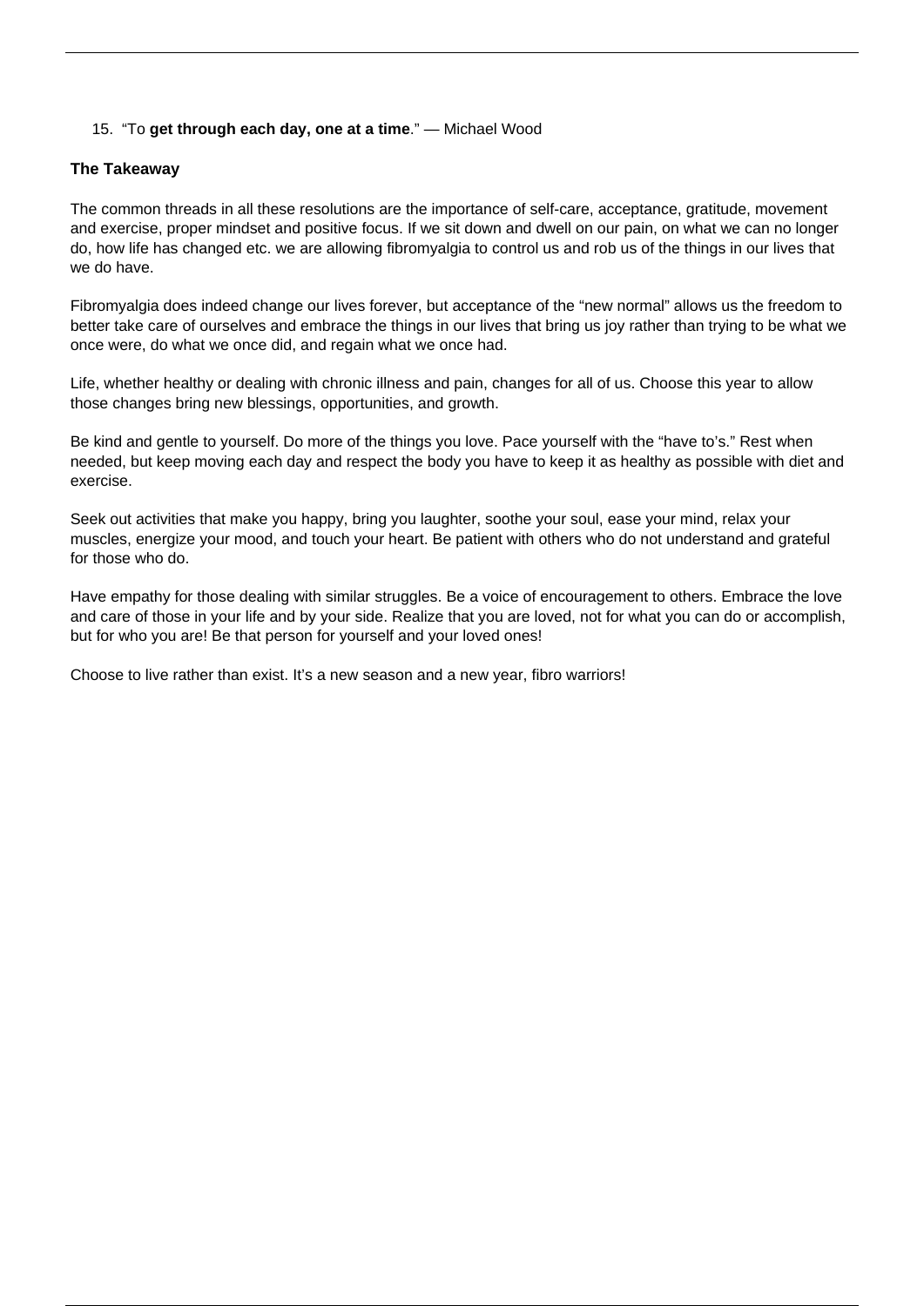15. "To **get through each day, one at a time**." — Michael Wood

**The Takeaway**

The common threads in all these resolutions are the importance of self-care, acceptance, gratitude, movement and exercise, proper mindset and positive focus. If we sit down and dwell on our pain, on what we can no longer do, how life has changed etc. we are allowing fibromyalgia to control us and rob us of the things in our lives that we do have.

Fibromyalgia does indeed change our lives forever, but acceptance of the "new normal" allows us the freedom to better take care of ourselves and embrace the things in our lives that bring us joy rather than trying to be what we once were, do what we once did, and regain what we once had.

Life, whether healthy or dealing with chronic illness and pain, changes for all of us. Choose this year to allow those changes bring new blessings, opportunities, and growth.

Be kind and gentle to yourself. Do more of the things you love. Pace yourself with the "have to's." Rest when needed, but keep moving each day and respect the body you have to keep it as healthy as possible with diet and exercise.

Seek out activities that make you happy, bring you laughter, soothe your soul, ease your mind, relax your muscles, energize your mood, and touch your heart. Be patient with others who do not understand and grateful for those who do.

Have empathy for those dealing with similar struggles. Be a voice of encouragement to others. Embrace the love and care of those in your life and by your side. Realize that you are loved, not for what you can do or accomplish, but for who you are! Be that person for yourself and your loved ones!

Choose to live rather than exist. It's a new season and a new year, fibro warriors!